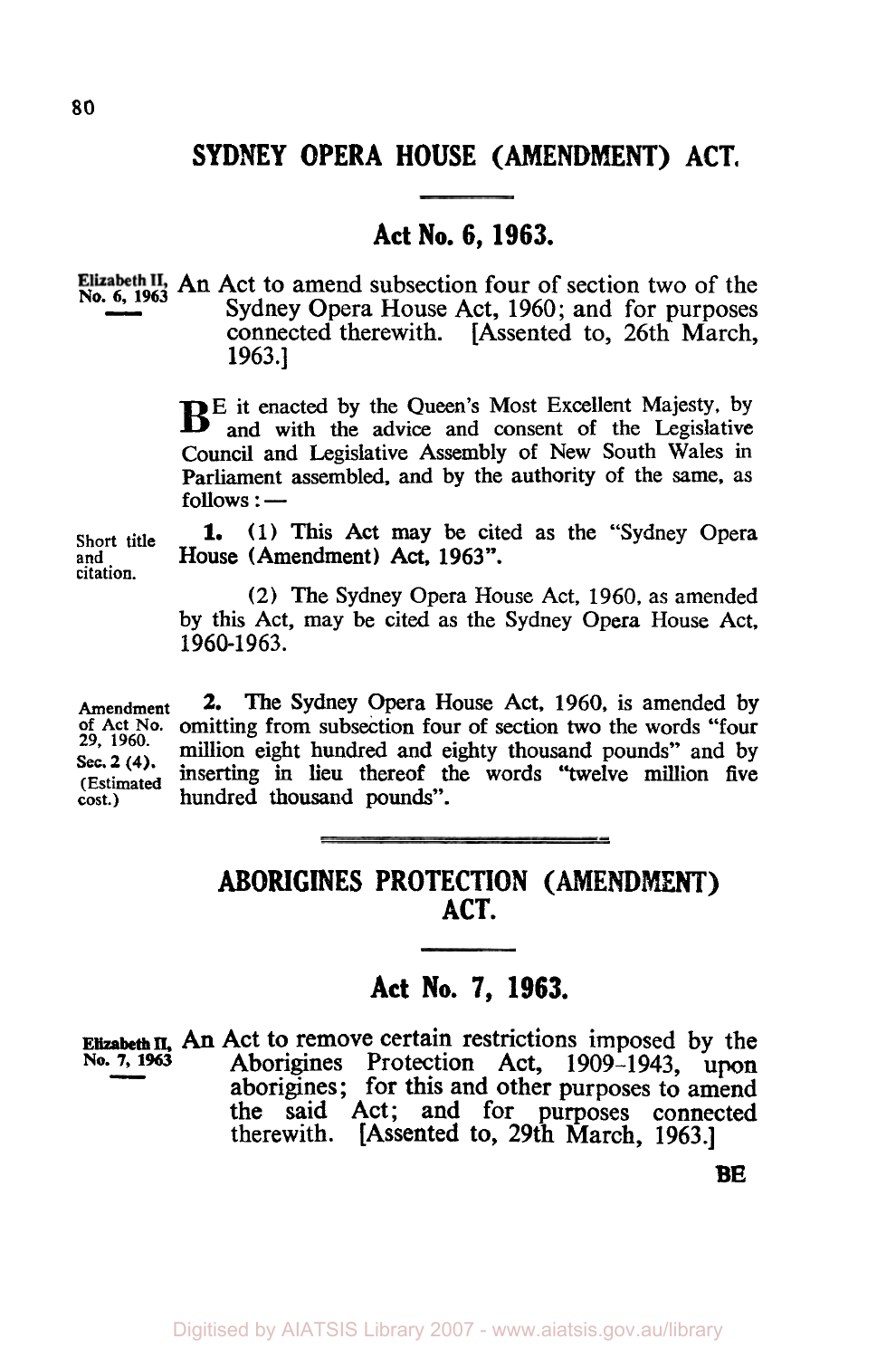# SYDNEY OPERA HOUSE (AMENDMENT) ACT.

## Act No. 6, 1963.

Elizabeth II, No. 6, 1963

An Act to amend subsection four of section two of the Sydney Opera House Act, 1960; and for purposes connected therewith. [Assented to, 26th March, 1963.]

BE it enacted by the Queen's Most Excellent Majesty, by and with the advice and consent of the Legislative Council and Legislative Assembly of New South Wales in Parliament assembled, and by the authority of the same, as follows: —

Short title and citation.

**1.** (1) This Act may be cited as the "Sydney Opera House (Amendment) Act, 1963".

(2) The Sydney Opera House Act, 1960, as amended by this Act, may be cited as the Sydney Opera House Act, 1960-1963.

Amendment of Act No. 29, 1960. Sec. 2 (4). (Estimated cost.)

**2.** The Sydney Opera House Act, 1960, is amended by omitting from subsection four of section two the words "four million eight hundred and eighty thousand pounds" and by inserting in lieu thereof the words "twelve million five hundred thousand pounds".

# ABORIGINES PROTECTION (AMENDMENT) ACT.

## Act No. 7, 1963.

Elizabeth II, No. 7, 1963

An Act to remove certain restrictions imposed by the Aborigines Protection Act, 1909-1943, upon aborigines; for this and other purposes to amend the said Act; and for purposes connected therewith. [Assented to, 29th March, 1963.]

BE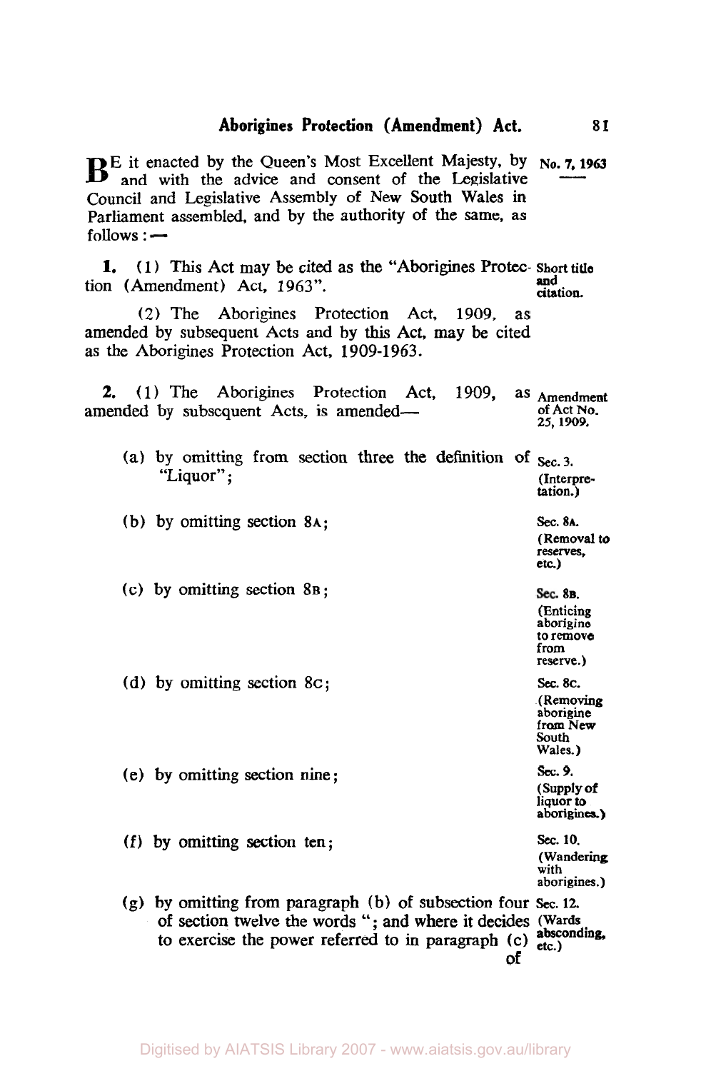**B**E it enacted by the Queen's Most Excellent Majesty, by and with the advice and consent of the Legislative Council and Legislative Assembly of New South Wales in Parliament assembled, and by the authority of the same, as follows:—

No. 7, 1963

**1.** (1) This Act may be cited as the "Aborigines Protection (Amendment) Act, 1963".

Short title and citation.

(2) The Aborigines Protection Act, 1909, as amended by subsequent Acts and by this Act, may be cited as the Aborigines Protection Act, 1909-1963.

**2.** (1) The Aborigines Protection Act, 1909, as amended by subsequent Acts, is amended—

Amendment of Act No. 25, 1909.

(a) by omitting from section three the definition of "Liquor";

Sec. 3. (Interpretation.)

(b) by omitting section 8A;

Sec. 8A. (Removal to reserves, etc.)

(c) by omitting section 8B;

Sec. 8B. (Enticing aborigine to remove from reserve.)

(d) by omitting section 8C;

Sec. 8C. (Removing aborigine from New South Wales.)

(e) by omitting section nine;

Sec. 9. (Supply of liquor to aborigines.)

(f) by omitting section ten;

Sec. 10. (Wandering with aborigines.)

(g) by omitting from paragraph (b) of subsection four of section twelve the words "; and where it decides to exercise the power referred to in paragraph (c) of

Sec. 12. (Wards absconding, etc.)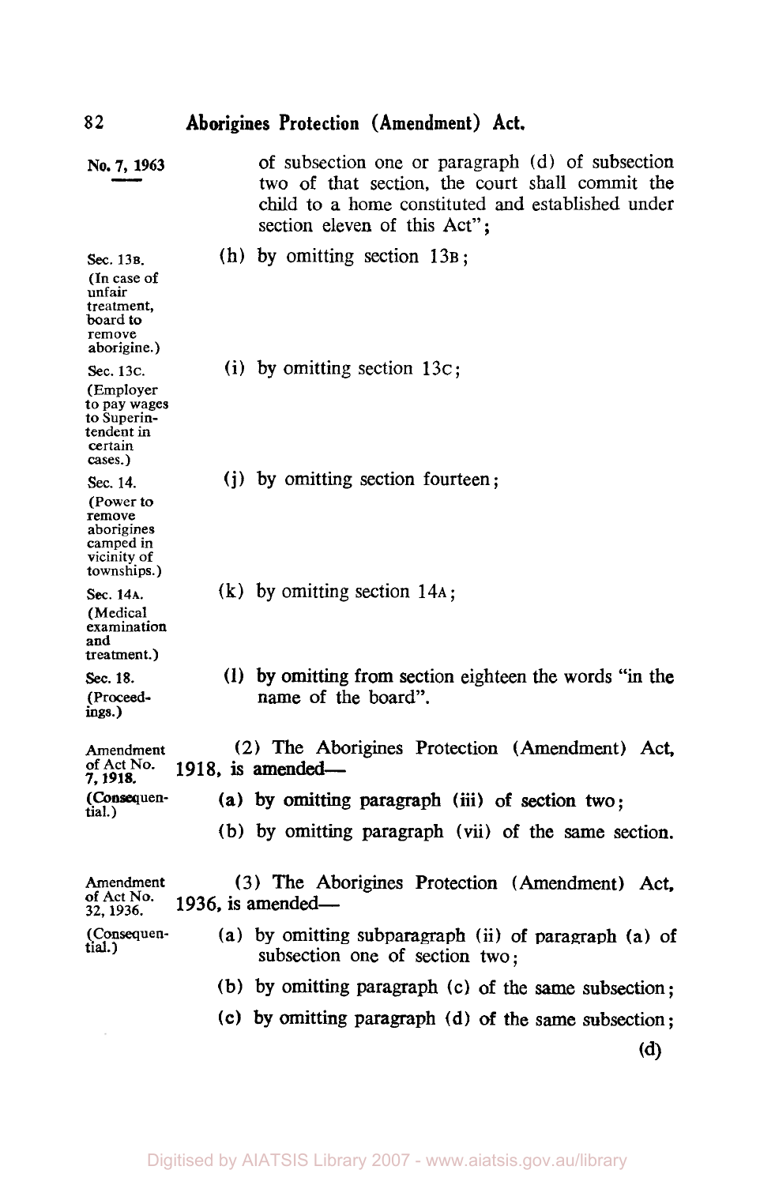No. 7, 1963

of subsection one or paragraph (d) of subsection two of that section, the court shall commit the child to a home constituted and established under section eleven of this Act";

Sec. 13B. (In case of unfair treatment, board to remove aborigine.)

(h) by omitting section 13B;

Sec. 13C. (Employer to pay wages to Superintendent in certain cases.)

(i) by omitting section 13C;

Sec. 14. (Power to remove aborigines camped in vicinity of townships.)

(j) by omitting section fourteen;

Sec. 14A. (Medical examination and treatment.)

(k) by omitting section 14A;

Sec. 18. (Proceedings.)

(l) by omitting from section eighteen the words "in the name of the board".

Amendment of Act No. 7, 1918. (Consequential.)

(2) The Aborigines Protection (Amendment) Act, 1918, is amended—

(a) by omitting paragraph (iii) of section two;

(b) by omitting paragraph (vii) of the same section.

Amendment of Act No. 32, 1936. (Consequential.)

(3) The Aborigines Protection (Amendment) Act, 1936, is amended—

(a) by omitting subparagraph (ii) of paragraph (a) of subsection one of section two;

(b) by omitting paragraph (c) of the same subsection;

(c) by omitting paragraph (d) of the same subsection;

(d)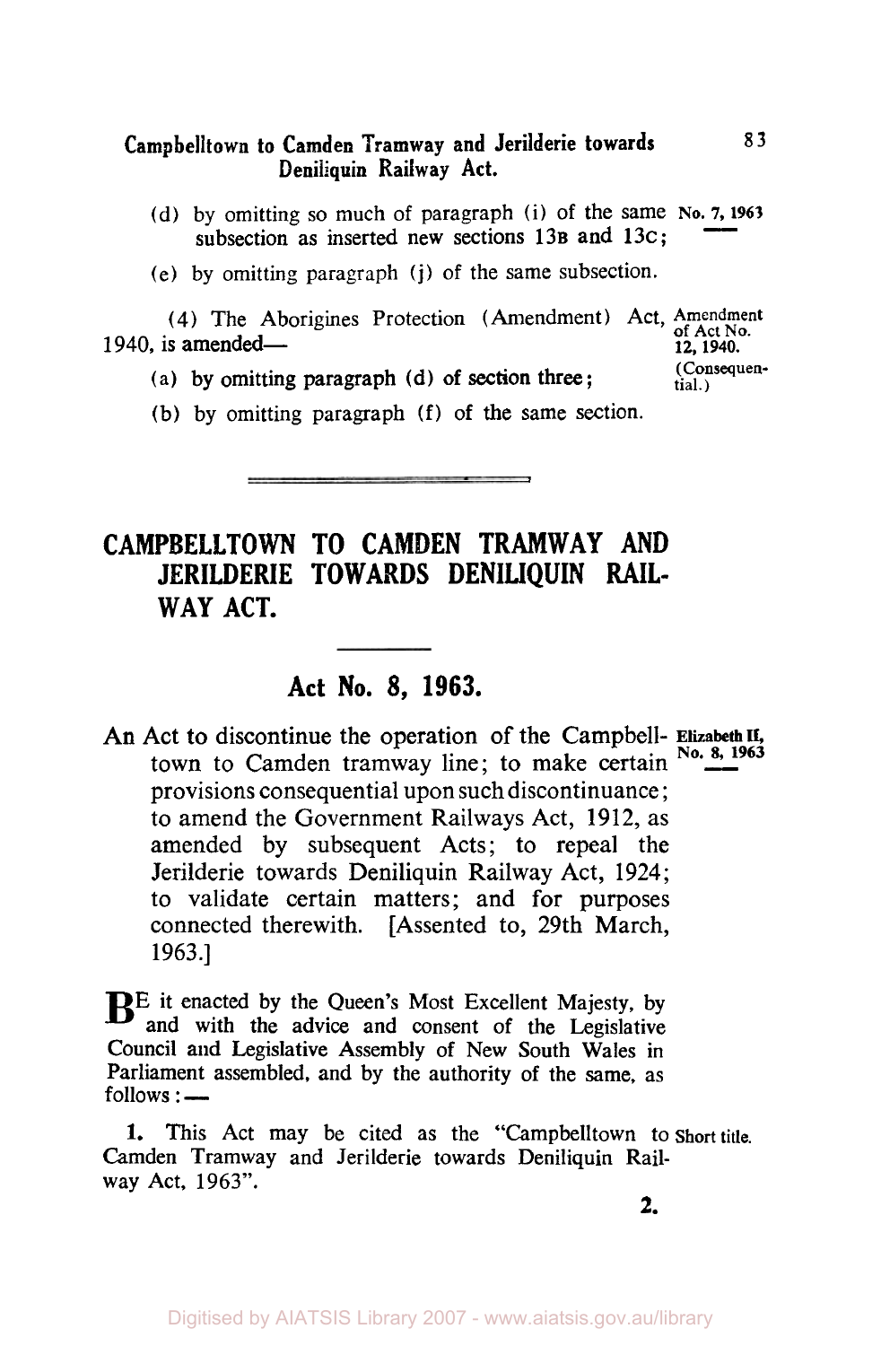(d) by omitting so much of paragraph (i) of the same subsection as inserted new sections 13B and 13C; No. 7, 1963

(e) by omitting paragraph (j) of the same subsection.

(4) The Aborigines Protection (Amendment) Act, 1940, is amended— Amendment of Act No. 12, 1940. (Consequential.)

(a) by omitting paragraph (d) of section three;

(b) by omitting paragraph (f) of the same section.

---

# CAMPBELLTOWN TO CAMDEN TRAMWAY AND JERILDERIE TOWARDS DENILIQUIN RAILWAY ACT.

---

## Act No. 8, 1963.

An Act to discontinue the operation of the Campbelltown to Camden tramway line; to make certain provisions consequential upon such discontinuance; to amend the Government Railways Act, 1912, as amended by subsequent Acts; to repeal the Jerilderie towards Deniliquin Railway Act, 1924; to validate certain matters; and for purposes connected therewith. [Assented to, 29th March, 1963.] Elizabeth II, No. 8, 1963

BE it enacted by the Queen's Most Excellent Majesty, by and with the advice and consent of the Legislative Council and Legislative Assembly of New South Wales in Parliament assembled, and by the authority of the same, as follows:—

**1.** This Act may be cited as the "Campbelltown to Camden Tramway and Jerilderie towards Deniliquin Railway Act, 1963". Short title.

**2.**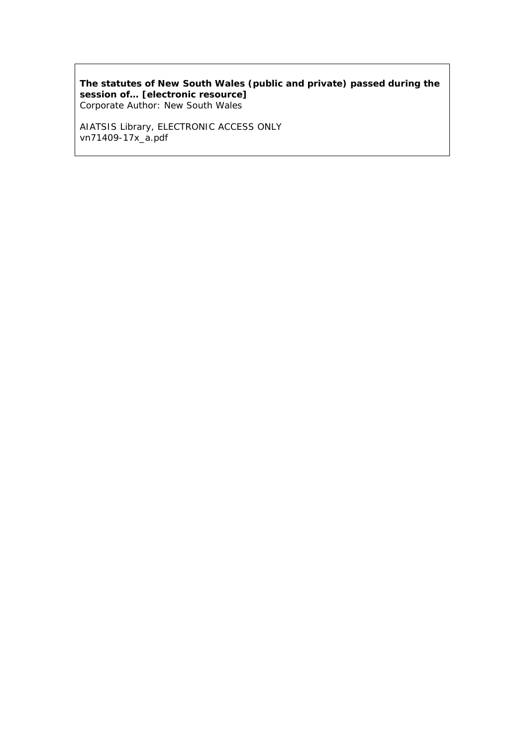**The statutes of New South Wales (public and private) passed during the session of… [electronic resource]**
Corporate Author: New South Wales

AIATSIS Library, ELECTRONIC ACCESS ONLY
vn71409-17x_a.pdf